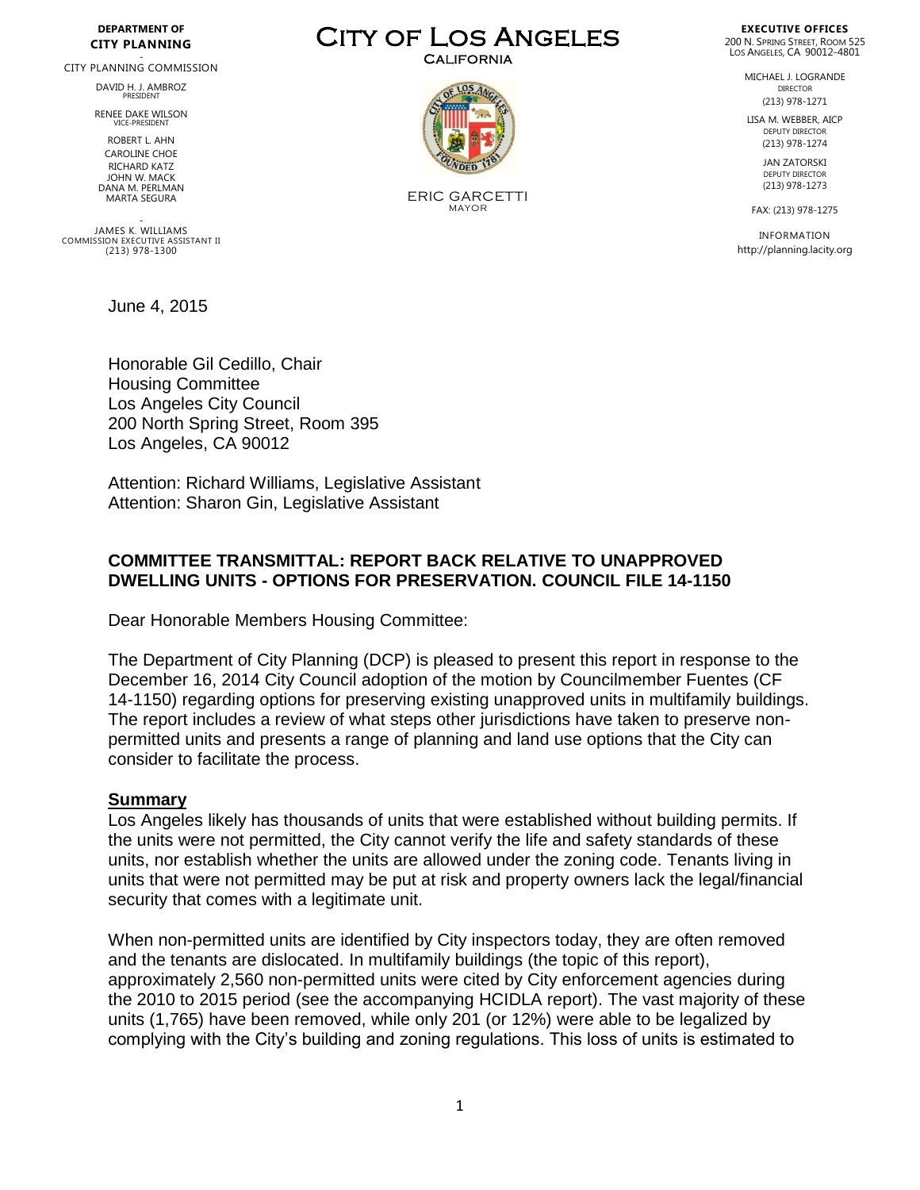**DEPARTMENT OF CITY PLANNING**

CITY PLANNING COMMISSION

DAVID H. J. AMBROZ
PRESIDENT

RENEE DAKE WILSON
VICE-PRESIDENT

ROBERT L. AHN
CAROLINE CHOE
RICHARD KATZ
JOHN W. MACK
DANA M. PERLMAN
MARTA SEGURA

JAMES K. WILLIAMS
COMMISSION EXECUTIVE ASSISTANT II
(213) 978-1300

# CITY OF LOS ANGELES

CALIFORNIA

ERIC GARCETTI
MAYOR

**EXECUTIVE OFFICES**
200 N. SPRING STREET, ROOM 525
LOS ANGELES, CA 90012-4801

MICHAEL J. LOGRANDE
DIRECTOR
(213) 978-1271

LISA M. WEBBER, AICP
DEPUTY DIRECTOR
(213) 978-1274

JAN ZATORSKI
DEPUTY DIRECTOR
(213) 978-1273

FAX: (213) 978-1275

INFORMATION
http://planning.lacity.org

June 4, 2015

Honorable Gil Cedillo, Chair
Housing Committee
Los Angeles City Council
200 North Spring Street, Room 395
Los Angeles, CA 90012

Attention: Richard Williams, Legislative Assistant
Attention: Sharon Gin, Legislative Assistant

**COMMITTEE TRANSMITTAL: REPORT BACK RELATIVE TO UNAPPROVED DWELLING UNITS - OPTIONS FOR PRESERVATION. COUNCIL FILE 14-1150**

Dear Honorable Members Housing Committee:

The Department of City Planning (DCP) is pleased to present this report in response to the December 16, 2014 City Council adoption of the motion by Councilmember Fuentes (CF 14-1150) regarding options for preserving existing unapproved units in multifamily buildings. The report includes a review of what steps other jurisdictions have taken to preserve non-permitted units and presents a range of planning and land use options that the City can consider to facilitate the process.

**Summary**

Los Angeles likely has thousands of units that were established without building permits. If the units were not permitted, the City cannot verify the life and safety standards of these units, nor establish whether the units are allowed under the zoning code. Tenants living in units that were not permitted may be put at risk and property owners lack the legal/financial security that comes with a legitimate unit.

When non-permitted units are identified by City inspectors today, they are often removed and the tenants are dislocated. In multifamily buildings (the topic of this report), approximately 2,560 non-permitted units were cited by City enforcement agencies during the 2010 to 2015 period (see the accompanying HCIDLA report). The vast majority of these units (1,765) have been removed, while only 201 (or 12%) were able to be legalized by complying with the City's building and zoning regulations. This loss of units is estimated to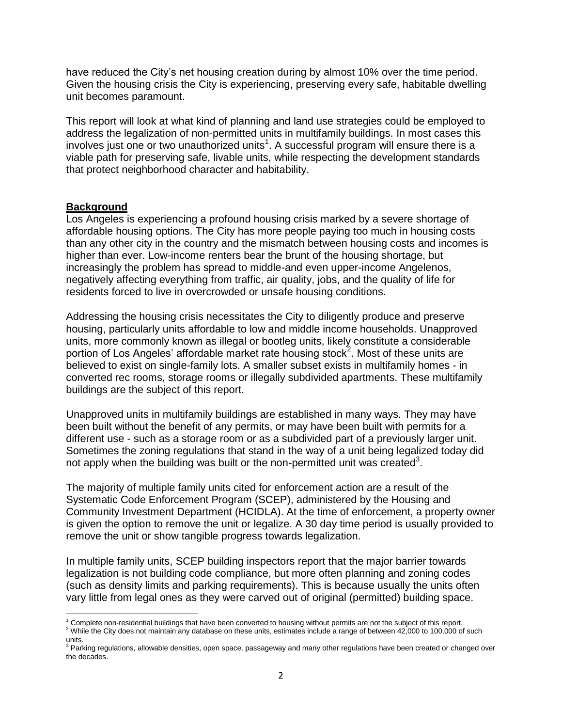have reduced the City's net housing creation during by almost 10% over the time period. Given the housing crisis the City is experiencing, preserving every safe, habitable dwelling unit becomes paramount.

This report will look at what kind of planning and land use strategies could be employed to address the legalization of non-permitted units in multifamily buildings. In most cases this involves just one or two unauthorized units[1]. A successful program will ensure there is a viable path for preserving safe, livable units, while respecting the development standards that protect neighborhood character and habitability.

## Background

Los Angeles is experiencing a profound housing crisis marked by a severe shortage of affordable housing options. The City has more people paying too much in housing costs than any other city in the country and the mismatch between housing costs and incomes is higher than ever. Low-income renters bear the brunt of the housing shortage, but increasingly the problem has spread to middle-and even upper-income Angelenos, negatively affecting everything from traffic, air quality, jobs, and the quality of life for residents forced to live in overcrowded or unsafe housing conditions.

Addressing the housing crisis necessitates the City to diligently produce and preserve housing, particularly units affordable to low and middle income households. Unapproved units, more commonly known as illegal or bootleg units, likely constitute a considerable portion of Los Angeles' affordable market rate housing stock[2]. Most of these units are believed to exist on single-family lots. A smaller subset exists in multifamily homes - in converted rec rooms, storage rooms or illegally subdivided apartments. These multifamily buildings are the subject of this report.

Unapproved units in multifamily buildings are established in many ways. They may have been built without the benefit of any permits, or may have been built with permits for a different use - such as a storage room or as a subdivided part of a previously larger unit. Sometimes the zoning regulations that stand in the way of a unit being legalized today did not apply when the building was built or the non-permitted unit was created[3].

The majority of multiple family units cited for enforcement action are a result of the Systematic Code Enforcement Program (SCEP), administered by the Housing and Community Investment Department (HCIDLA). At the time of enforcement, a property owner is given the option to remove the unit or legalize. A 30 day time period is usually provided to remove the unit or show tangible progress towards legalization.

In multiple family units, SCEP building inspectors report that the major barrier towards legalization is not building code compliance, but more often planning and zoning codes (such as density limits and parking requirements). This is because usually the units often vary little from legal ones as they were carved out of original (permitted) building space.

---

[1] Complete non-residential buildings that have been converted to housing without permits are not the subject of this report.

[2] While the City does not maintain any database on these units, estimates include a range of between 42,000 to 100,000 of such units.

[3] Parking regulations, allowable densities, open space, passageway and many other regulations have been created or changed over the decades.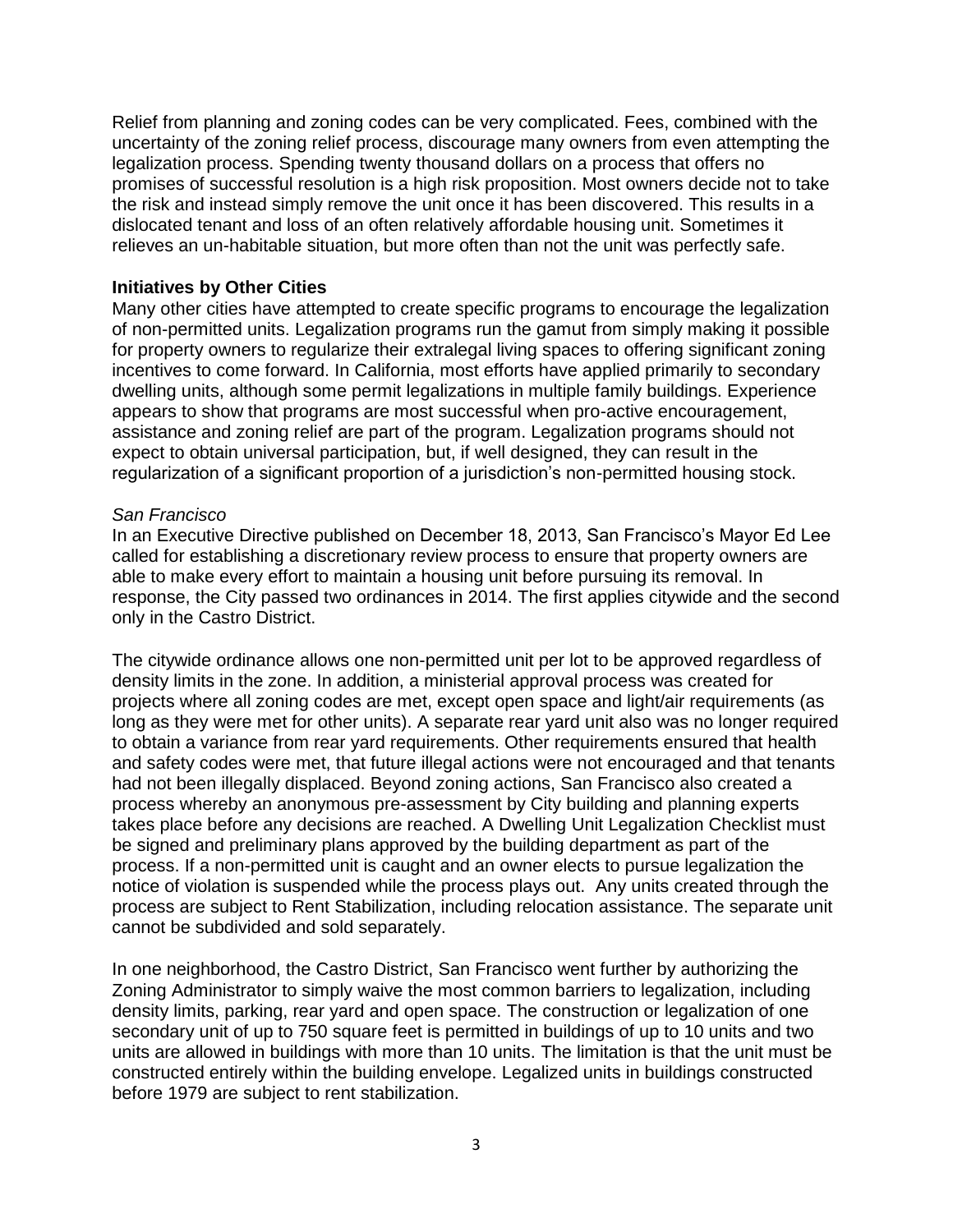Relief from planning and zoning codes can be very complicated. Fees, combined with the uncertainty of the zoning relief process, discourage many owners from even attempting the legalization process. Spending twenty thousand dollars on a process that offers no promises of successful resolution is a high risk proposition. Most owners decide not to take the risk and instead simply remove the unit once it has been discovered. This results in a dislocated tenant and loss of an often relatively affordable housing unit. Sometimes it relieves an un-habitable situation, but more often than not the unit was perfectly safe.

**Initiatives by Other Cities**

Many other cities have attempted to create specific programs to encourage the legalization of non-permitted units. Legalization programs run the gamut from simply making it possible for property owners to regularize their extralegal living spaces to offering significant zoning incentives to come forward. In California, most efforts have applied primarily to secondary dwelling units, although some permit legalizations in multiple family buildings. Experience appears to show that programs are most successful when pro-active encouragement, assistance and zoning relief are part of the program. Legalization programs should not expect to obtain universal participation, but, if well designed, they can result in the regularization of a significant proportion of a jurisdiction's non-permitted housing stock.

*San Francisco*

In an Executive Directive published on December 18, 2013, San Francisco's Mayor Ed Lee called for establishing a discretionary review process to ensure that property owners are able to make every effort to maintain a housing unit before pursuing its removal. In response, the City passed two ordinances in 2014. The first applies citywide and the second only in the Castro District.

The citywide ordinance allows one non-permitted unit per lot to be approved regardless of density limits in the zone. In addition, a ministerial approval process was created for projects where all zoning codes are met, except open space and light/air requirements (as long as they were met for other units). A separate rear yard unit also was no longer required to obtain a variance from rear yard requirements. Other requirements ensured that health and safety codes were met, that future illegal actions were not encouraged and that tenants had not been illegally displaced. Beyond zoning actions, San Francisco also created a process whereby an anonymous pre-assessment by City building and planning experts takes place before any decisions are reached. A Dwelling Unit Legalization Checklist must be signed and preliminary plans approved by the building department as part of the process. If a non-permitted unit is caught and an owner elects to pursue legalization the notice of violation is suspended while the process plays out. Any units created through the process are subject to Rent Stabilization, including relocation assistance. The separate unit cannot be subdivided and sold separately.

In one neighborhood, the Castro District, San Francisco went further by authorizing the Zoning Administrator to simply waive the most common barriers to legalization, including density limits, parking, rear yard and open space. The construction or legalization of one secondary unit of up to 750 square feet is permitted in buildings of up to 10 units and two units are allowed in buildings with more than 10 units. The limitation is that the unit must be constructed entirely within the building envelope. Legalized units in buildings constructed before 1979 are subject to rent stabilization.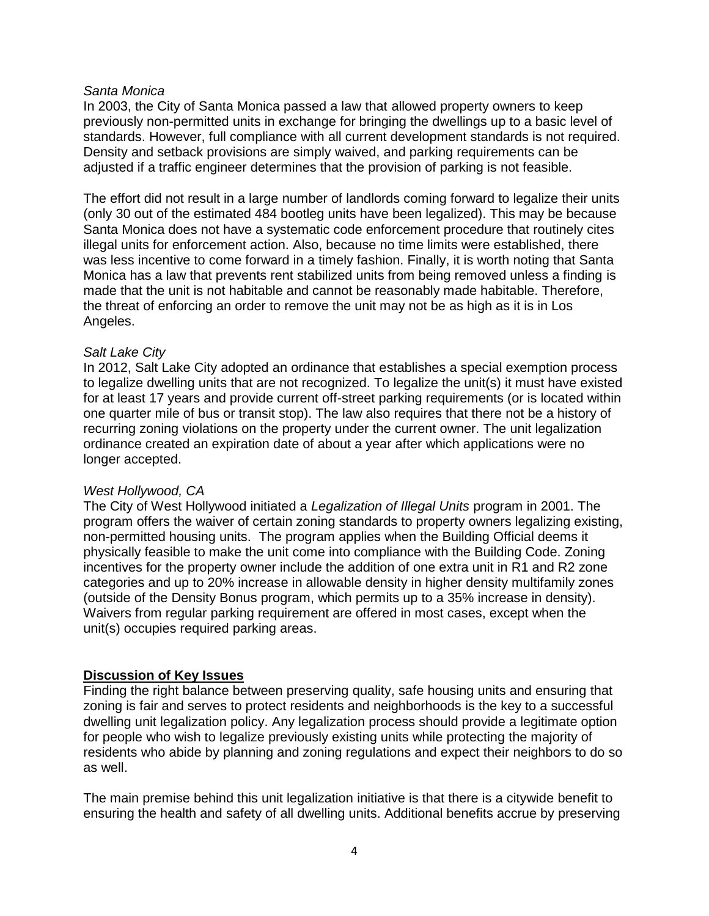*Santa Monica*

In 2003, the City of Santa Monica passed a law that allowed property owners to keep previously non-permitted units in exchange for bringing the dwellings up to a basic level of standards. However, full compliance with all current development standards is not required. Density and setback provisions are simply waived, and parking requirements can be adjusted if a traffic engineer determines that the provision of parking is not feasible.

The effort did not result in a large number of landlords coming forward to legalize their units (only 30 out of the estimated 484 bootleg units have been legalized). This may be because Santa Monica does not have a systematic code enforcement procedure that routinely cites illegal units for enforcement action. Also, because no time limits were established, there was less incentive to come forward in a timely fashion. Finally, it is worth noting that Santa Monica has a law that prevents rent stabilized units from being removed unless a finding is made that the unit is not habitable and cannot be reasonably made habitable. Therefore, the threat of enforcing an order to remove the unit may not be as high as it is in Los Angeles.

*Salt Lake City*

In 2012, Salt Lake City adopted an ordinance that establishes a special exemption process to legalize dwelling units that are not recognized. To legalize the unit(s) it must have existed for at least 17 years and provide current off-street parking requirements (or is located within one quarter mile of bus or transit stop). The law also requires that there not be a history of recurring zoning violations on the property under the current owner. The unit legalization ordinance created an expiration date of about a year after which applications were no longer accepted.

*West Hollywood, CA*

The City of West Hollywood initiated a *Legalization of Illegal Units* program in 2001. The program offers the waiver of certain zoning standards to property owners legalizing existing, non-permitted housing units. The program applies when the Building Official deems it physically feasible to make the unit come into compliance with the Building Code. Zoning incentives for the property owner include the addition of one extra unit in R1 and R2 zone categories and up to 20% increase in allowable density in higher density multifamily zones (outside of the Density Bonus program, which permits up to a 35% increase in density). Waivers from regular parking requirement are offered in most cases, except when the unit(s) occupies required parking areas.

## Discussion of Key Issues

Finding the right balance between preserving quality, safe housing units and ensuring that zoning is fair and serves to protect residents and neighborhoods is the key to a successful dwelling unit legalization policy. Any legalization process should provide a legitimate option for people who wish to legalize previously existing units while protecting the majority of residents who abide by planning and zoning regulations and expect their neighbors to do so as well.

The main premise behind this unit legalization initiative is that there is a citywide benefit to ensuring the health and safety of all dwelling units. Additional benefits accrue by preserving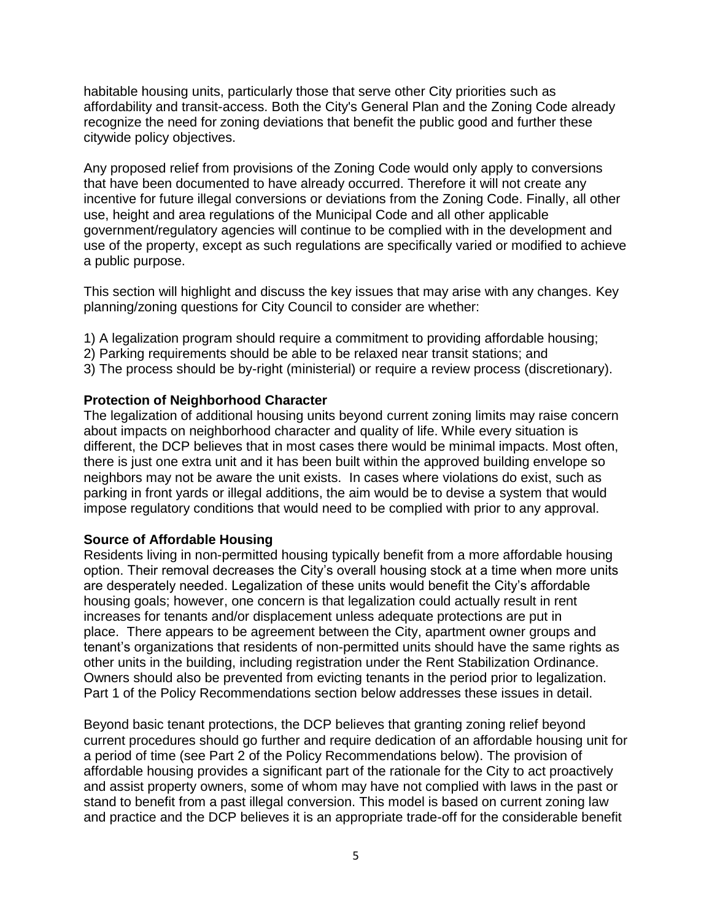habitable housing units, particularly those that serve other City priorities such as affordability and transit-access. Both the City's General Plan and the Zoning Code already recognize the need for zoning deviations that benefit the public good and further these citywide policy objectives.

Any proposed relief from provisions of the Zoning Code would only apply to conversions that have been documented to have already occurred. Therefore it will not create any incentive for future illegal conversions or deviations from the Zoning Code. Finally, all other use, height and area regulations of the Municipal Code and all other applicable government/regulatory agencies will continue to be complied with in the development and use of the property, except as such regulations are specifically varied or modified to achieve a public purpose.

This section will highlight and discuss the key issues that may arise with any changes. Key planning/zoning questions for City Council to consider are whether:

1) A legalization program should require a commitment to providing affordable housing;
2) Parking requirements should be able to be relaxed near transit stations; and
3) The process should be by-right (ministerial) or require a review process (discretionary).

**Protection of Neighborhood Character**
The legalization of additional housing units beyond current zoning limits may raise concern about impacts on neighborhood character and quality of life. While every situation is different, the DCP believes that in most cases there would be minimal impacts. Most often, there is just one extra unit and it has been built within the approved building envelope so neighbors may not be aware the unit exists. In cases where violations do exist, such as parking in front yards or illegal additions, the aim would be to devise a system that would impose regulatory conditions that would need to be complied with prior to any approval.

**Source of Affordable Housing**
Residents living in non-permitted housing typically benefit from a more affordable housing option. Their removal decreases the City's overall housing stock at a time when more units are desperately needed. Legalization of these units would benefit the City's affordable housing goals; however, one concern is that legalization could actually result in rent increases for tenants and/or displacement unless adequate protections are put in place. There appears to be agreement between the City, apartment owner groups and tenant's organizations that residents of non-permitted units should have the same rights as other units in the building, including registration under the Rent Stabilization Ordinance. Owners should also be prevented from evicting tenants in the period prior to legalization. Part 1 of the Policy Recommendations section below addresses these issues in detail.

Beyond basic tenant protections, the DCP believes that granting zoning relief beyond current procedures should go further and require dedication of an affordable housing unit for a period of time (see Part 2 of the Policy Recommendations below). The provision of affordable housing provides a significant part of the rationale for the City to act proactively and assist property owners, some of whom may have not complied with laws in the past or stand to benefit from a past illegal conversion. This model is based on current zoning law and practice and the DCP believes it is an appropriate trade-off for the considerable benefit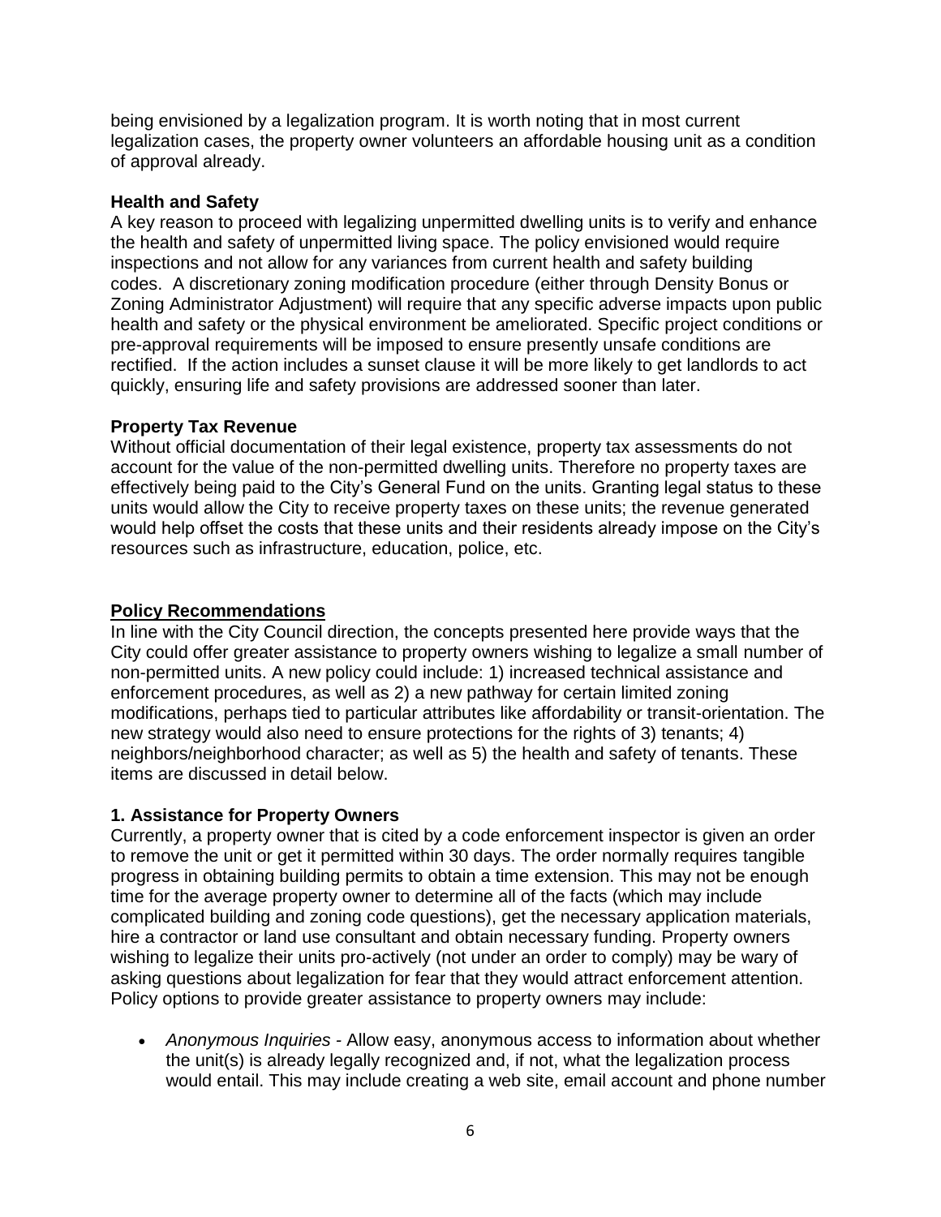being envisioned by a legalization program. It is worth noting that in most current legalization cases, the property owner volunteers an affordable housing unit as a condition of approval already.

**Health and Safety**

A key reason to proceed with legalizing unpermitted dwelling units is to verify and enhance the health and safety of unpermitted living space. The policy envisioned would require inspections and not allow for any variances from current health and safety building codes. A discretionary zoning modification procedure (either through Density Bonus or Zoning Administrator Adjustment) will require that any specific adverse impacts upon public health and safety or the physical environment be ameliorated. Specific project conditions or pre-approval requirements will be imposed to ensure presently unsafe conditions are rectified. If the action includes a sunset clause it will be more likely to get landlords to act quickly, ensuring life and safety provisions are addressed sooner than later.

**Property Tax Revenue**

Without official documentation of their legal existence, property tax assessments do not account for the value of the non-permitted dwelling units. Therefore no property taxes are effectively being paid to the City's General Fund on the units. Granting legal status to these units would allow the City to receive property taxes on these units; the revenue generated would help offset the costs that these units and their residents already impose on the City's resources such as infrastructure, education, police, etc.

## Policy Recommendations

In line with the City Council direction, the concepts presented here provide ways that the City could offer greater assistance to property owners wishing to legalize a small number of non-permitted units. A new policy could include: 1) increased technical assistance and enforcement procedures, as well as 2) a new pathway for certain limited zoning modifications, perhaps tied to particular attributes like affordability or transit-orientation. The new strategy would also need to ensure protections for the rights of 3) tenants; 4) neighbors/neighborhood character; as well as 5) the health and safety of tenants. These items are discussed in detail below.

### 1. Assistance for Property Owners

Currently, a property owner that is cited by a code enforcement inspector is given an order to remove the unit or get it permitted within 30 days. The order normally requires tangible progress in obtaining building permits to obtain a time extension. This may not be enough time for the average property owner to determine all of the facts (which may include complicated building and zoning code questions), get the necessary application materials, hire a contractor or land use consultant and obtain necessary funding. Property owners wishing to legalize their units pro-actively (not under an order to comply) may be wary of asking questions about legalization for fear that they would attract enforcement attention. Policy options to provide greater assistance to property owners may include:

- *Anonymous Inquiries* - Allow easy, anonymous access to information about whether the unit(s) is already legally recognized and, if not, what the legalization process would entail. This may include creating a web site, email account and phone number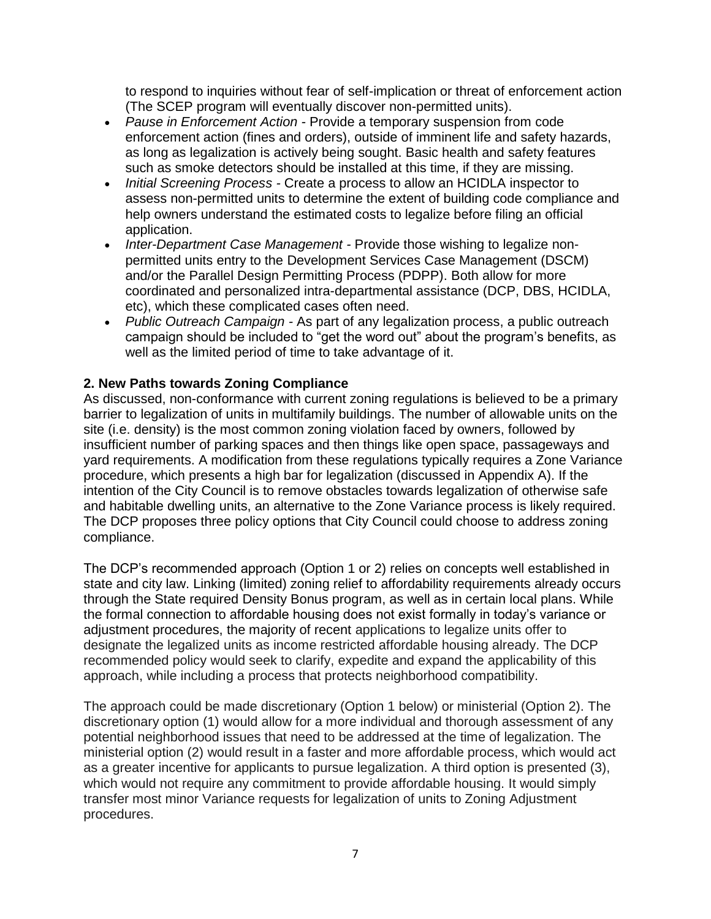to respond to inquiries without fear of self-implication or threat of enforcement action (The SCEP program will eventually discover non-permitted units).

- *Pause in Enforcement Action* - Provide a temporary suspension from code enforcement action (fines and orders), outside of imminent life and safety hazards, as long as legalization is actively being sought. Basic health and safety features such as smoke detectors should be installed at this time, if they are missing.
- *Initial Screening Process* - Create a process to allow an HCIDLA inspector to assess non-permitted units to determine the extent of building code compliance and help owners understand the estimated costs to legalize before filing an official application.
- *Inter-Department Case Management* - Provide those wishing to legalize non-permitted units entry to the Development Services Case Management (DSCM) and/or the Parallel Design Permitting Process (PDPP). Both allow for more coordinated and personalized intra-departmental assistance (DCP, DBS, HCIDLA, etc), which these complicated cases often need.
- *Public Outreach Campaign* - As part of any legalization process, a public outreach campaign should be included to "get the word out" about the program's benefits, as well as the limited period of time to take advantage of it.

**2. New Paths towards Zoning Compliance**

As discussed, non-conformance with current zoning regulations is believed to be a primary barrier to legalization of units in multifamily buildings. The number of allowable units on the site (i.e. density) is the most common zoning violation faced by owners, followed by insufficient number of parking spaces and then things like open space, passageways and yard requirements. A modification from these regulations typically requires a Zone Variance procedure, which presents a high bar for legalization (discussed in Appendix A). If the intention of the City Council is to remove obstacles towards legalization of otherwise safe and habitable dwelling units, an alternative to the Zone Variance process is likely required. The DCP proposes three policy options that City Council could choose to address zoning compliance.

The DCP's recommended approach (Option 1 or 2) relies on concepts well established in state and city law. Linking (limited) zoning relief to affordability requirements already occurs through the State required Density Bonus program, as well as in certain local plans. While the formal connection to affordable housing does not exist formally in today's variance or adjustment procedures, the majority of recent applications to legalize units offer to designate the legalized units as income restricted affordable housing already. The DCP recommended policy would seek to clarify, expedite and expand the applicability of this approach, while including a process that protects neighborhood compatibility.

The approach could be made discretionary (Option 1 below) or ministerial (Option 2). The discretionary option (1) would allow for a more individual and thorough assessment of any potential neighborhood issues that need to be addressed at the time of legalization. The ministerial option (2) would result in a faster and more affordable process, which would act as a greater incentive for applicants to pursue legalization. A third option is presented (3), which would not require any commitment to provide affordable housing. It would simply transfer most minor Variance requests for legalization of units to Zoning Adjustment procedures.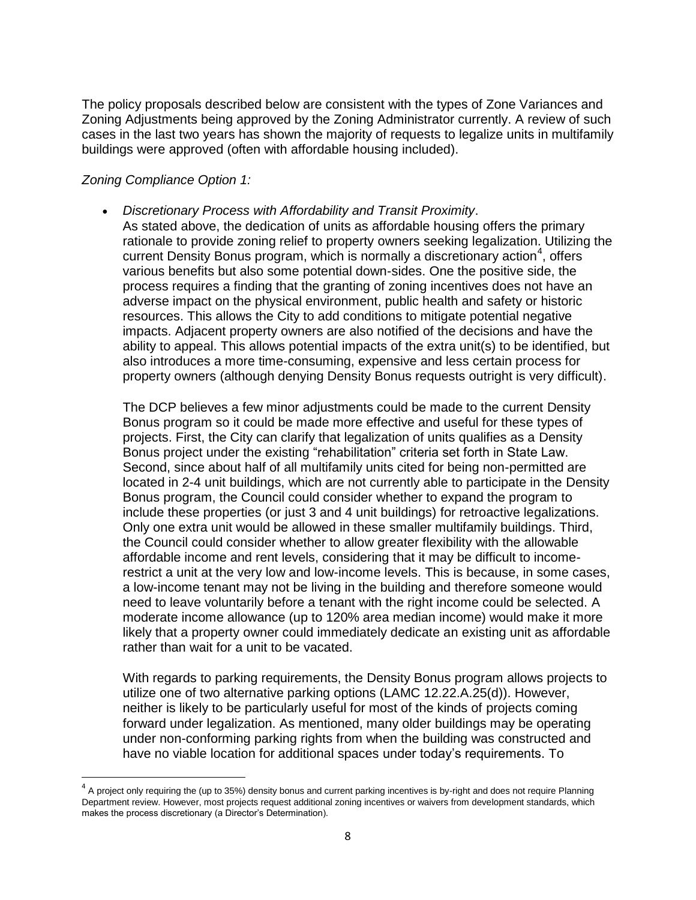The policy proposals described below are consistent with the types of Zone Variances and Zoning Adjustments being approved by the Zoning Administrator currently. A review of such cases in the last two years has shown the majority of requests to legalize units in multifamily buildings were approved (often with affordable housing included).

*Zoning Compliance Option 1:*

- *Discretionary Process with Affordability and Transit Proximity*.
  As stated above, the dedication of units as affordable housing offers the primary rationale to provide zoning relief to property owners seeking legalization. Utilizing the current Density Bonus program, which is normally a discretionary action[4], offers various benefits but also some potential down-sides. One the positive side, the process requires a finding that the granting of zoning incentives does not have an adverse impact on the physical environment, public health and safety or historic resources. This allows the City to add conditions to mitigate potential negative impacts. Adjacent property owners are also notified of the decisions and have the ability to appeal. This allows potential impacts of the extra unit(s) to be identified, but also introduces a more time-consuming, expensive and less certain process for property owners (although denying Density Bonus requests outright is very difficult).

  The DCP believes a few minor adjustments could be made to the current Density Bonus program so it could be made more effective and useful for these types of projects. First, the City can clarify that legalization of units qualifies as a Density Bonus project under the existing "rehabilitation" criteria set forth in State Law. Second, since about half of all multifamily units cited for being non-permitted are located in 2-4 unit buildings, which are not currently able to participate in the Density Bonus program, the Council could consider whether to expand the program to include these properties (or just 3 and 4 unit buildings) for retroactive legalizations. Only one extra unit would be allowed in these smaller multifamily buildings. Third, the Council could consider whether to allow greater flexibility with the allowable affordable income and rent levels, considering that it may be difficult to income-restrict a unit at the very low and low-income levels. This is because, in some cases, a low-income tenant may not be living in the building and therefore someone would need to leave voluntarily before a tenant with the right income could be selected. A moderate income allowance (up to 120% area median income) would make it more likely that a property owner could immediately dedicate an existing unit as affordable rather than wait for a unit to be vacated.

  With regards to parking requirements, the Density Bonus program allows projects to utilize one of two alternative parking options (LAMC 12.22.A.25(d)). However, neither is likely to be particularly useful for most of the kinds of projects coming forward under legalization. As mentioned, many older buildings may be operating under non-conforming parking rights from when the building was constructed and have no viable location for additional spaces under today's requirements. To

---

[4] A project only requiring the (up to 35%) density bonus and current parking incentives is by-right and does not require Planning Department review. However, most projects request additional zoning incentives or waivers from development standards, which makes the process discretionary (a Director's Determination).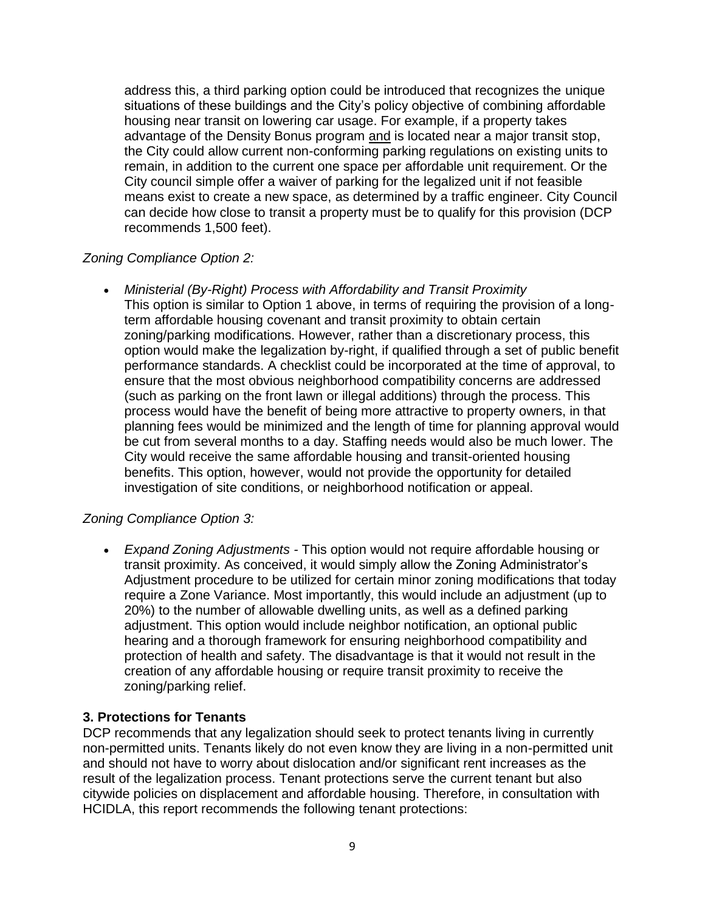address this, a third parking option could be introduced that recognizes the unique situations of these buildings and the City's policy objective of combining affordable housing near transit on lowering car usage. For example, if a property takes advantage of the Density Bonus program <u>and</u> is located near a major transit stop, the City could allow current non-conforming parking regulations on existing units to remain, in addition to the current one space per affordable unit requirement. Or the City council simple offer a waiver of parking for the legalized unit if not feasible means exist to create a new space, as determined by a traffic engineer. City Council can decide how close to transit a property must be to qualify for this provision (DCP recommends 1,500 feet).

*Zoning Compliance Option 2:*

- *Ministerial (By-Right) Process with Affordability and Transit Proximity*
  This option is similar to Option 1 above, in terms of requiring the provision of a long-term affordable housing covenant and transit proximity to obtain certain zoning/parking modifications. However, rather than a discretionary process, this option would make the legalization by-right, if qualified through a set of public benefit performance standards. A checklist could be incorporated at the time of approval, to ensure that the most obvious neighborhood compatibility concerns are addressed (such as parking on the front lawn or illegal additions) through the process. This process would have the benefit of being more attractive to property owners, in that planning fees would be minimized and the length of time for planning approval would be cut from several months to a day. Staffing needs would also be much lower. The City would receive the same affordable housing and transit-oriented housing benefits. This option, however, would not provide the opportunity for detailed investigation of site conditions, or neighborhood notification or appeal.

*Zoning Compliance Option 3:*

- *Expand Zoning Adjustments* - This option would not require affordable housing or transit proximity. As conceived, it would simply allow the Zoning Administrator's Adjustment procedure to be utilized for certain minor zoning modifications that today require a Zone Variance. Most importantly, this would include an adjustment (up to 20%) to the number of allowable dwelling units, as well as a defined parking adjustment. This option would include neighbor notification, an optional public hearing and a thorough framework for ensuring neighborhood compatibility and protection of health and safety. The disadvantage is that it would not result in the creation of any affordable housing or require transit proximity to receive the zoning/parking relief.

**3. Protections for Tenants**

DCP recommends that any legalization should seek to protect tenants living in currently non-permitted units. Tenants likely do not even know they are living in a non-permitted unit and should not have to worry about dislocation and/or significant rent increases as the result of the legalization process. Tenant protections serve the current tenant but also citywide policies on displacement and affordable housing. Therefore, in consultation with HCIDLA, this report recommends the following tenant protections: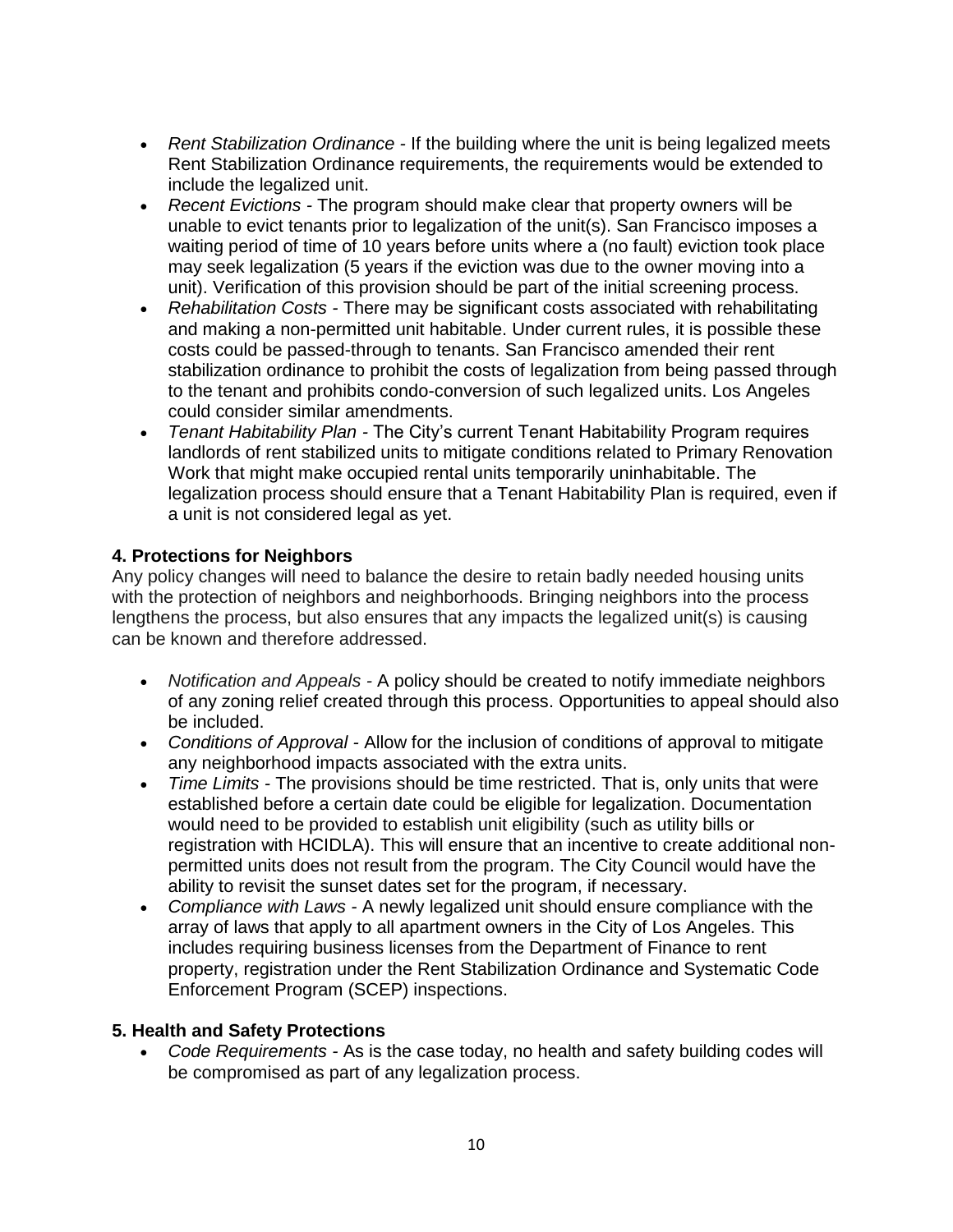- *Rent Stabilization Ordinance* - If the building where the unit is being legalized meets Rent Stabilization Ordinance requirements, the requirements would be extended to include the legalized unit.
- *Recent Evictions* - The program should make clear that property owners will be unable to evict tenants prior to legalization of the unit(s). San Francisco imposes a waiting period of time of 10 years before units where a (no fault) eviction took place may seek legalization (5 years if the eviction was due to the owner moving into a unit). Verification of this provision should be part of the initial screening process.
- *Rehabilitation Costs* - There may be significant costs associated with rehabilitating and making a non-permitted unit habitable. Under current rules, it is possible these costs could be passed-through to tenants. San Francisco amended their rent stabilization ordinance to prohibit the costs of legalization from being passed through to the tenant and prohibits condo-conversion of such legalized units. Los Angeles could consider similar amendments.
- *Tenant Habitability Plan* - The City's current Tenant Habitability Program requires landlords of rent stabilized units to mitigate conditions related to Primary Renovation Work that might make occupied rental units temporarily uninhabitable. The legalization process should ensure that a Tenant Habitability Plan is required, even if a unit is not considered legal as yet.

**4. Protections for Neighbors**

Any policy changes will need to balance the desire to retain badly needed housing units with the protection of neighbors and neighborhoods. Bringing neighbors into the process lengthens the process, but also ensures that any impacts the legalized unit(s) is causing can be known and therefore addressed.

- *Notification and Appeals* - A policy should be created to notify immediate neighbors of any zoning relief created through this process. Opportunities to appeal should also be included.
- *Conditions of Approval* - Allow for the inclusion of conditions of approval to mitigate any neighborhood impacts associated with the extra units.
- *Time Limits* - The provisions should be time restricted. That is, only units that were established before a certain date could be eligible for legalization. Documentation would need to be provided to establish unit eligibility (such as utility bills or registration with HCIDLA). This will ensure that an incentive to create additional non-permitted units does not result from the program. The City Council would have the ability to revisit the sunset dates set for the program, if necessary.
- *Compliance with Laws* - A newly legalized unit should ensure compliance with the array of laws that apply to all apartment owners in the City of Los Angeles. This includes requiring business licenses from the Department of Finance to rent property, registration under the Rent Stabilization Ordinance and Systematic Code Enforcement Program (SCEP) inspections.

**5. Health and Safety Protections**

- *Code Requirements* - As is the case today, no health and safety building codes will be compromised as part of any legalization process.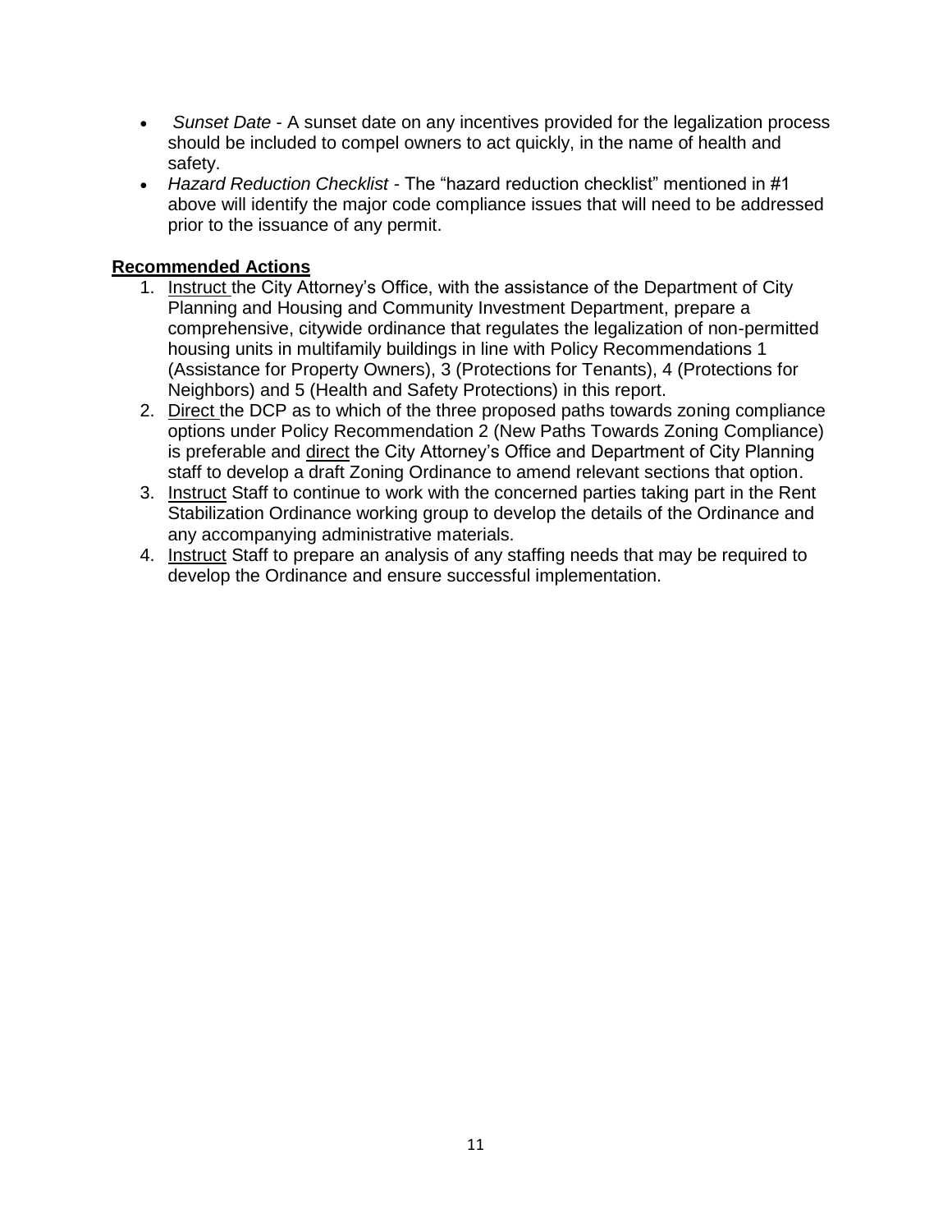- *Sunset Date* - A sunset date on any incentives provided for the legalization process should be included to compel owners to act quickly, in the name of health and safety.
- *Hazard Reduction Checklist* - The "hazard reduction checklist" mentioned in #1 above will identify the major code compliance issues that will need to be addressed prior to the issuance of any permit.

**Recommended Actions**

1. Instruct the City Attorney's Office, with the assistance of the Department of City Planning and Housing and Community Investment Department, prepare a comprehensive, citywide ordinance that regulates the legalization of non-permitted housing units in multifamily buildings in line with Policy Recommendations 1 (Assistance for Property Owners), 3 (Protections for Tenants), 4 (Protections for Neighbors) and 5 (Health and Safety Protections) in this report.
2. Direct the DCP as to which of the three proposed paths towards zoning compliance options under Policy Recommendation 2 (New Paths Towards Zoning Compliance) is preferable and direct the City Attorney's Office and Department of City Planning staff to develop a draft Zoning Ordinance to amend relevant sections that option.
3. Instruct Staff to continue to work with the concerned parties taking part in the Rent Stabilization Ordinance working group to develop the details of the Ordinance and any accompanying administrative materials.
4. Instruct Staff to prepare an analysis of any staffing needs that may be required to develop the Ordinance and ensure successful implementation.